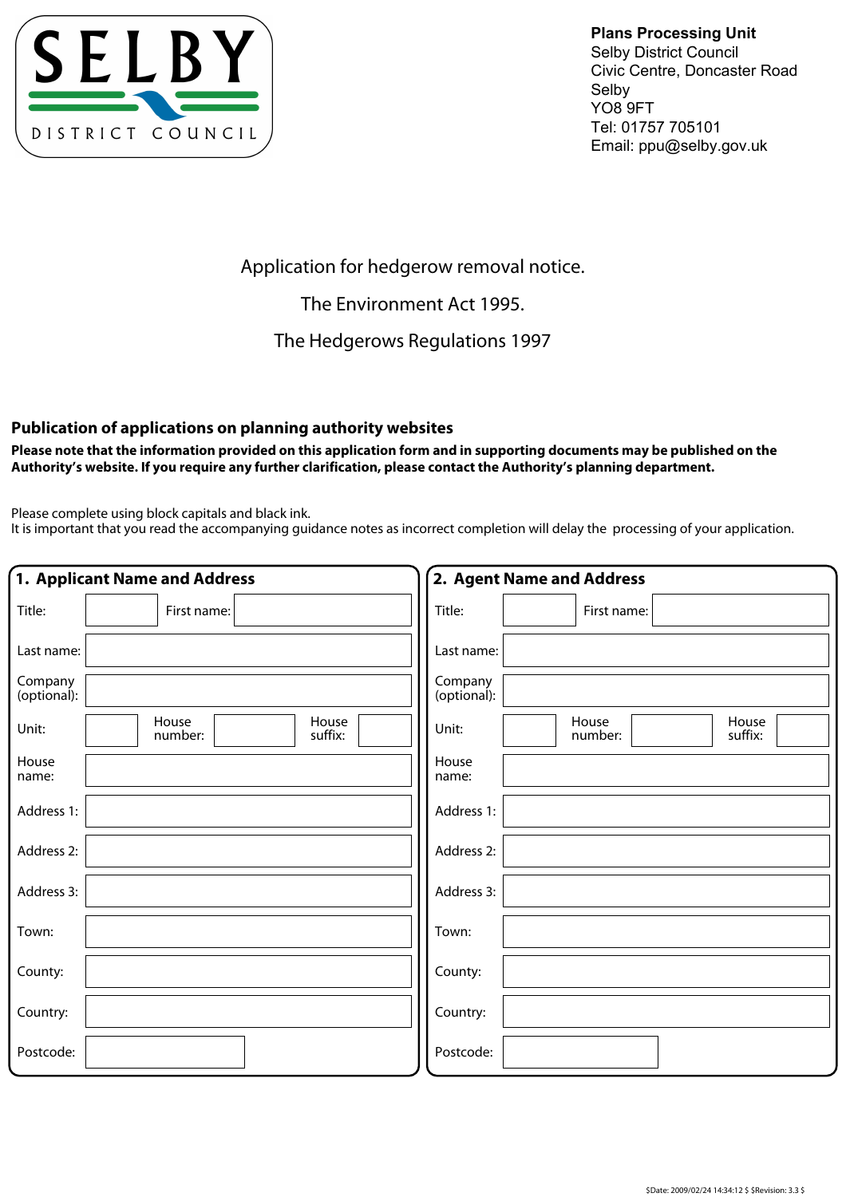SELBY DISTRICT COUNCIL

**Plans Processing Unit**
Selby District Council
Civic Centre, Doncaster Road
Selby
YO8 9FT
Tel: 01757 705101
Email: ppu@selby.gov.uk

Application for hedgerow removal notice.

The Environment Act 1995.

The Hedgerows Regulations 1997

## Publication of applications on planning authority websites

**Please note that the information provided on this application form and in supporting documents may be published on the Authority's website. If you require any further clarification, please contact the Authority's planning department.**

Please complete using block capitals and black ink.
It is important that you read the accompanying guidance notes as incorrect completion will delay the processing of your application.

### 1. Applicant Name and Address

| | | | | | |
|---|---|---|---|---|---|
| Title: | | First name: | | | |
| Last name: | | | | | |
| Company (optional): | | | | | |
| Unit: | | House number: | | House suffix: | |
| House name: | | | | | |
| Address 1: | | | | | |
| Address 2: | | | | | |
| Address 3: | | | | | |
| Town: | | | | | |
| County: | | | | | |
| Country: | | | | | |
| Postcode: | | | | | |

### 2. Agent Name and Address

| | | | | | |
|---|---|---|---|---|---|
| Title: | | First name: | | | |
| Last name: | | | | | |
| Company (optional): | | | | | |
| Unit: | | House number: | | House suffix: | |
| House name: | | | | | |
| Address 1: | | | | | |
| Address 2: | | | | | |
| Address 3: | | | | | |
| Town: | | | | | |
| County: | | | | | |
| Country: | | | | | |
| Postcode: | | | | | |

$Date: 2009/02/24 14:34:12 $ $Revision: 3.3 $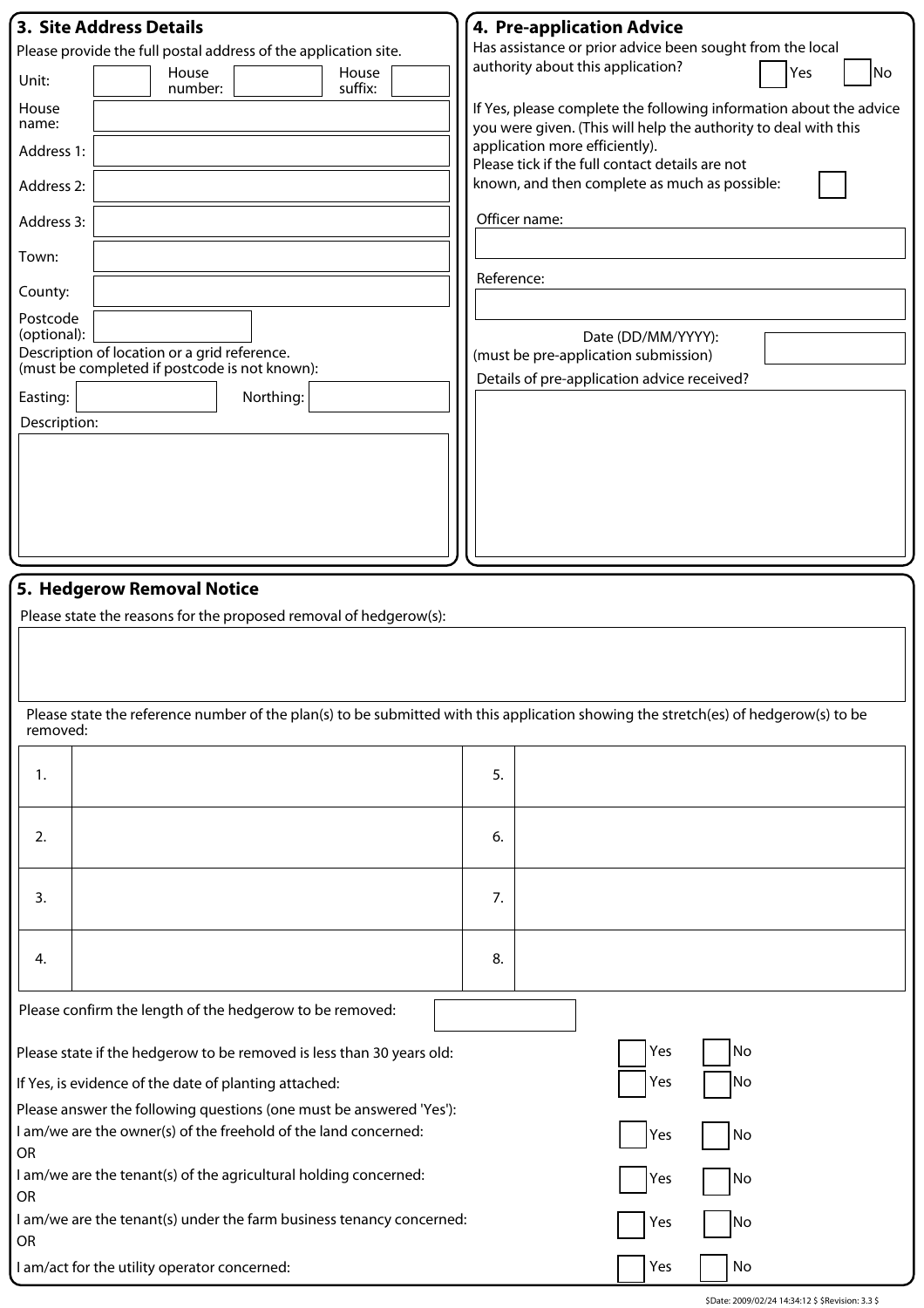## 3. Site Address Details

Please provide the full postal address of the application site.

Unit: | House number: | House suffix:

House name:

Address 1:

Address 2:

Address 3:

Town:

County:

Postcode (optional):

Description of location or a grid reference.
(must be completed if postcode is not known):

Easting: | Northing:

Description:

## 4. Pre-application Advice

Has assistance or prior advice been sought from the local authority about this application? Yes No

If Yes, please complete the following information about the advice you were given. (This will help the authority to deal with this application more efficiently).
Please tick if the full contact details are not known, and then complete as much as possible:

Officer name:

Reference:

Date (DD/MM/YYYY):
(must be pre-application submission)

Details of pre-application advice received?

## 5. Hedgerow Removal Notice

Please state the reasons for the proposed removal of hedgerow(s):

Please state the reference number of the plan(s) to be submitted with this application showing the stretch(es) of hedgerow(s) to be removed:

| | | | |
|---|---|---|---|
| 1. | | 5. | |
| 2. | | 6. | |
| 3. | | 7. | |
| 4. | | 8. | |

Please confirm the length of the hedgerow to be removed:

Please state if the hedgerow to be removed is less than 30 years old: Yes No

If Yes, is evidence of the date of planting attached: Yes No

Please answer the following questions (one must be answered 'Yes'):

I am/we are the owner(s) of the freehold of the land concerned: Yes No

OR

I am/we are the tenant(s) of the agricultural holding concerned: Yes No

OR

I am/we are the tenant(s) under the farm business tenancy concerned: Yes No

OR

I am/act for the utility operator concerned: Yes No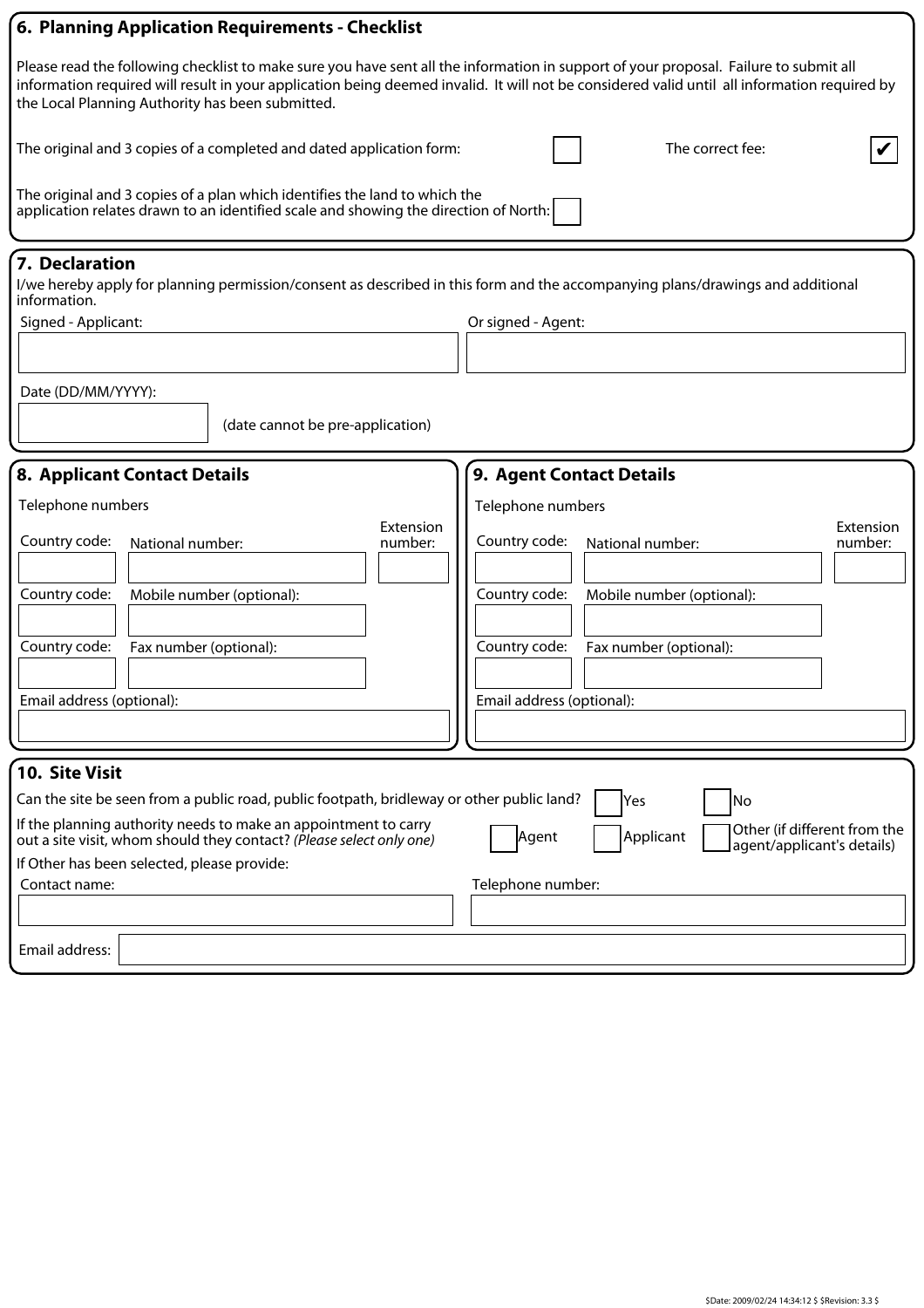## 6. Planning Application Requirements - Checklist

Please read the following checklist to make sure you have sent all the information in support of your proposal. Failure to submit all information required will result in your application being deemed invalid. It will not be considered valid until all information required by the Local Planning Authority has been submitted.

- [ ] The original and 3 copies of a completed and dated application form:
- [x] The correct fee:
- [ ] The original and 3 copies of a plan which identifies the land to which the application relates drawn to an identified scale and showing the direction of North:

## 7. Declaration

I/we hereby apply for planning permission/consent as described in this form and the accompanying plans/drawings and additional information.

Signed - Applicant:

Or signed - Agent:

Date (DD/MM/YYYY):

(date cannot be pre-application)

## 8. Applicant Contact Details

Telephone numbers

| Country code: | National number: | Extension number: |
|---|---|---|
| | | |

| Country code: | Mobile number (optional): |
|---|---|
| | |

| Country code: | Fax number (optional): |
|---|---|
| | |

Email address (optional):

## 9. Agent Contact Details

Telephone numbers

| Country code: | National number: | Extension number: |
|---|---|---|
| | | |

| Country code: | Mobile number (optional): |
|---|---|
| | |

| Country code: | Fax number (optional): |
|---|---|
| | |

Email address (optional):

## 10. Site Visit

Can the site be seen from a public road, public footpath, bridleway or other public land?

- [ ] Yes
- [ ] No

If the planning authority needs to make an appointment to carry out a site visit, whom should they contact? *(Please select only one)*

- [ ] Agent
- [ ] Applicant
- [ ] Other (if different from the agent/applicant's details)

If Other has been selected, please provide:

Contact name:

Telephone number:

Email address:

$Date: 2009/02/24 14:34:12 $ $Revision: 3.3 $